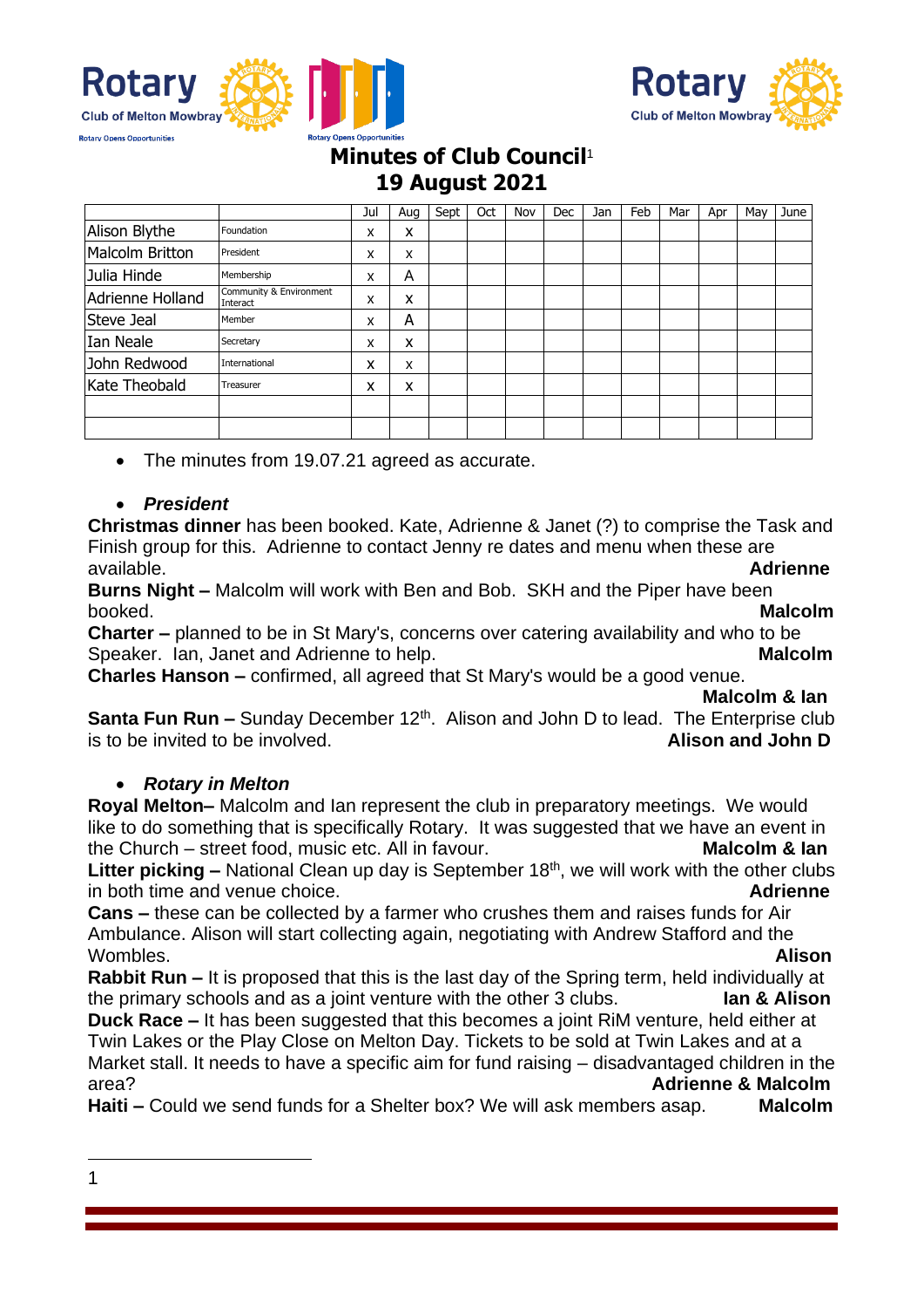# Minutes of Club Council[1]
## 19 August 2021

| | | Jul | Aug | Sept | Oct | Nov | Dec | Jan | Feb | Mar | Apr | May | June |
|---|---|---|---|---|---|---|---|---|---|---|---|---|---|
| Alison Blythe | Foundation | x | x | | | | | | | | | | |
| Malcolm Britton | President | x | x | | | | | | | | | | |
| Julia Hinde | Membership | x | A | | | | | | | | | | |
| Adrienne Holland | Community & Environment Interact | x | x | | | | | | | | | | |
| Steve Jeal | Member | x | A | | | | | | | | | | |
| Ian Neale | Secretary | x | x | | | | | | | | | | |
| John Redwood | International | x | x | | | | | | | | | | |
| Kate Theobald | Treasurer | x | x | | | | | | | | | | |
| | | | | | | | | | | | | | |
| | | | | | | | | | | | | | |

- The minutes from 19.07.21 agreed as accurate.

- ***President***

**Christmas dinner** has been booked. Kate, Adrienne & Janet (?) to comprise the Task and Finish group for this. Adrienne to contact Jenny re dates and menu when these are available. **Adrienne**

**Burns Night –** Malcolm will work with Ben and Bob. SKH and the Piper have been booked. **Malcolm**

**Charter –** planned to be in St Mary's, concerns over catering availability and who to be Speaker. Ian, Janet and Adrienne to help. **Malcolm**

**Charles Hanson –** confirmed, all agreed that St Mary's would be a good venue. **Malcolm & Ian**

**Santa Fun Run –** Sunday December 12th. Alison and John D to lead. The Enterprise club is to be invited to be involved. **Alison and John D**

- ***Rotary in Melton***

**Royal Melton–** Malcolm and Ian represent the club in preparatory meetings. We would like to do something that is specifically Rotary. It was suggested that we have an event in the Church – street food, music etc. All in favour. **Malcolm & Ian**

**Litter picking –** National Clean up day is September 18th, we will work with the other clubs in both time and venue choice. **Adrienne**

**Cans –** these can be collected by a farmer who crushes them and raises funds for Air Ambulance. Alison will start collecting again, negotiating with Andrew Stafford and the Wombles. **Alison**

**Rabbit Run –** It is proposed that this is the last day of the Spring term, held individually at the primary schools and as a joint venture with the other 3 clubs. **Ian & Alison**

**Duck Race –** It has been suggested that this becomes a joint RiM venture, held either at Twin Lakes or the Play Close on Melton Day. Tickets to be sold at Twin Lakes and at a Market stall. It needs to have a specific aim for fund raising – disadvantaged children in the area? **Adrienne & Malcolm**

**Haiti –** Could we send funds for a Shelter box? We will ask members asap. **Malcolm**

---
1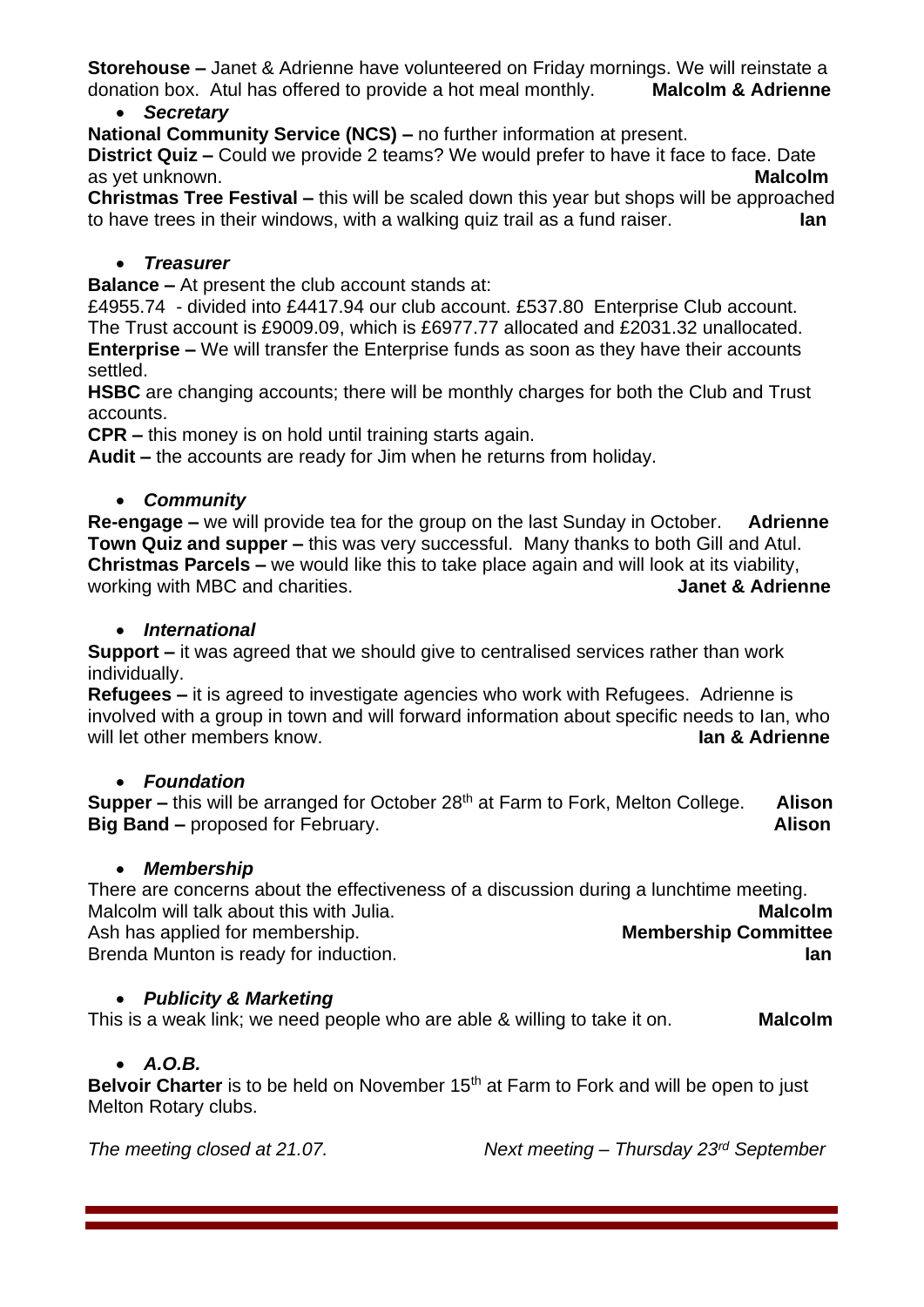**Storehouse –** Janet & Adrienne have volunteered on Friday mornings. We will reinstate a donation box. Atul has offered to provide a hot meal monthly. **Malcolm & Adrienne**

- ***Secretary***

**National Community Service (NCS) –** no further information at present.

**District Quiz –** Could we provide 2 teams? We would prefer to have it face to face. Date as yet unknown. **Malcolm**

**Christmas Tree Festival –** this will be scaled down this year but shops will be approached to have trees in their windows, with a walking quiz trail as a fund raiser. **Ian**

- ***Treasurer***

**Balance –** At present the club account stands at:
£4955.74 - divided into £4417.94 our club account. £537.80 Enterprise Club account.
The Trust account is £9009.09, which is £6977.77 allocated and £2031.32 unallocated.

**Enterprise –** We will transfer the Enterprise funds as soon as they have their accounts settled.

**HSBC** are changing accounts; there will be monthly charges for both the Club and Trust accounts.

**CPR –** this money is on hold until training starts again.

**Audit –** the accounts are ready for Jim when he returns from holiday.

- ***Community***

**Re-engage –** we will provide tea for the group on the last Sunday in October. **Adrienne**

**Town Quiz and supper –** this was very successful. Many thanks to both Gill and Atul.

**Christmas Parcels –** we would like this to take place again and will look at its viability, working with MBC and charities. **Janet & Adrienne**

- ***International***

**Support –** it was agreed that we should give to centralised services rather than work individually.

**Refugees –** it is agreed to investigate agencies who work with Refugees. Adrienne is involved with a group in town and will forward information about specific needs to Ian, who will let other members know. **Ian & Adrienne**

- ***Foundation***

**Supper –** this will be arranged for October 28th at Farm to Fork, Melton College. **Alison**

**Big Band –** proposed for February. **Alison**

- ***Membership***

There are concerns about the effectiveness of a discussion during a lunchtime meeting.
Malcolm will talk about this with Julia. **Malcolm**
Ash has applied for membership. **Membership Committee**
Brenda Munton is ready for induction. **Ian**

- ***Publicity & Marketing***

This is a weak link; we need people who are able & willing to take it on. **Malcolm**

- ***A.O.B.***

**Belvoir Charter** is to be held on November 15th at Farm to Fork and will be open to just Melton Rotary clubs.

*The meeting closed at 21.07.* *Next meeting – Thursday 23rd September*